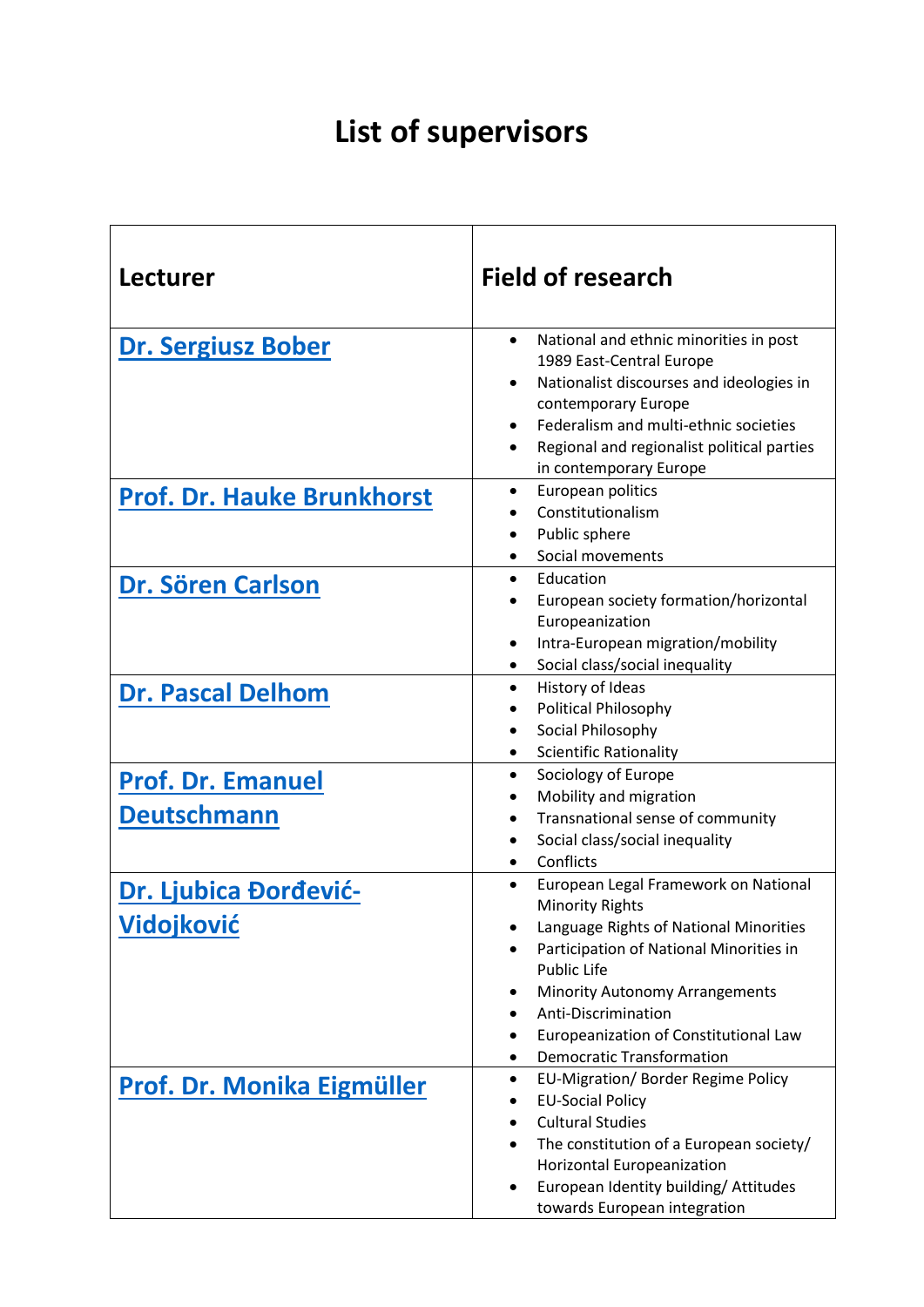# List of supervisors

| Lecturer | Field of research |
|---|---|
| **Dr. Sergiusz Bober** | • National and ethnic minorities in post 1989 East-Central Europe<br>• Nationalist discourses and ideologies in contemporary Europe<br>• Federalism and multi-ethnic societies<br>• Regional and regionalist political parties in contemporary Europe |
| **Prof. Dr. Hauke Brunkhorst** | • European politics<br>• Constitutionalism<br>• Public sphere<br>• Social movements |
| **Dr. Sören Carlson** | • Education<br>• European society formation/horizontal Europeanization<br>• Intra-European migration/mobility<br>• Social class/social inequality |
| **Dr. Pascal Delhom** | • History of Ideas<br>• Political Philosophy<br>• Social Philosophy<br>• Scientific Rationality |
| **Prof. Dr. Emanuel Deutschmann** | • Sociology of Europe<br>• Mobility and migration<br>• Transnational sense of community<br>• Social class/social inequality<br>• Conflicts |
| **Dr. Ljubica Đorđević-Vidojković** | • European Legal Framework on National Minority Rights<br>• Language Rights of National Minorities<br>• Participation of National Minorities in Public Life<br>• Minority Autonomy Arrangements<br>• Anti-Discrimination<br>• Europeanization of Constitutional Law<br>• Democratic Transformation |
| **Prof. Dr. Monika Eigmüller** | • EU-Migration/ Border Regime Policy<br>• EU-Social Policy<br>• Cultural Studies<br>• The constitution of a European society/ Horizontal Europeanization<br>• European Identity building/ Attitudes towards European integration |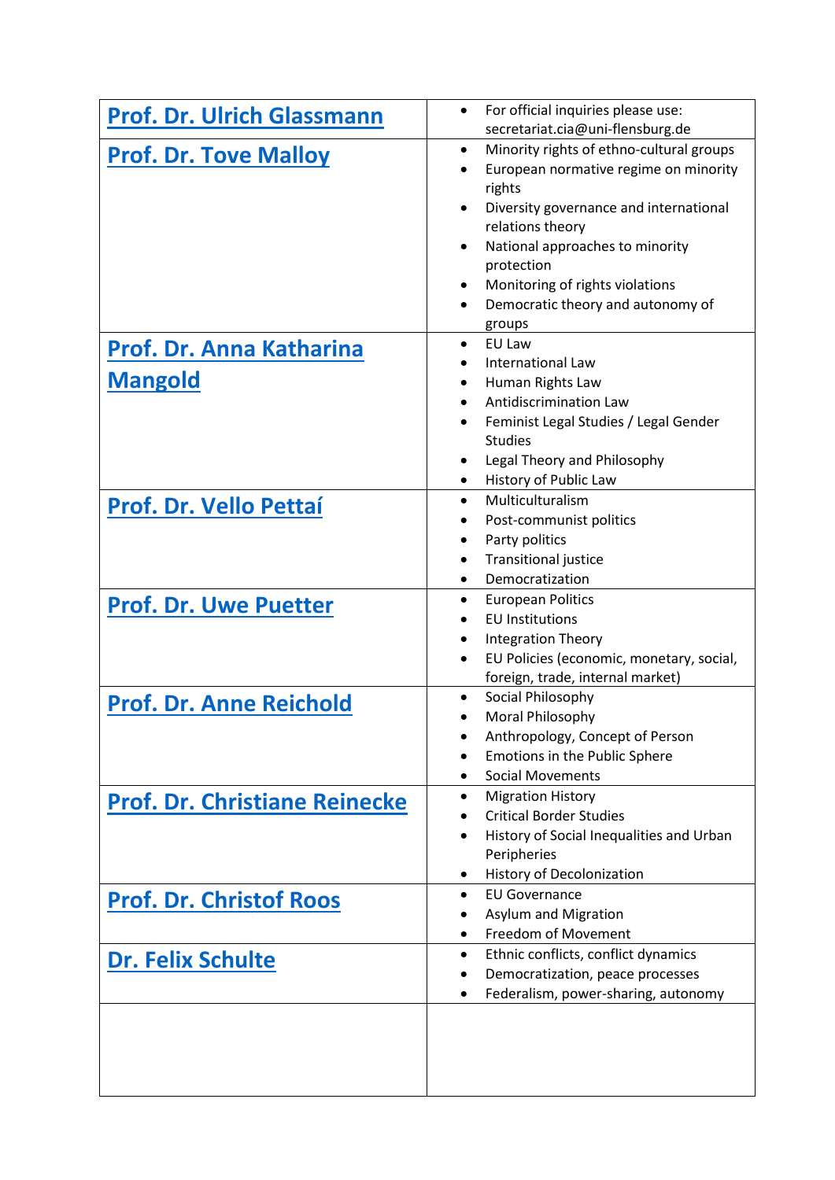| Name | Research areas |
|---|---|
| **Prof. Dr. Ulrich Glassmann** | • For official inquiries please use: secretariat.cia@uni-flensburg.de |
| **Prof. Dr. Tove Malloy** | • Minority rights of ethno-cultural groups<br>• European normative regime on minority rights<br>• Diversity governance and international relations theory<br>• National approaches to minority protection<br>• Monitoring of rights violations<br>• Democratic theory and autonomy of groups |
| **Prof. Dr. Anna Katharina Mangold** | • EU Law<br>• International Law<br>• Human Rights Law<br>• Antidiscrimination Law<br>• Feminist Legal Studies / Legal Gender Studies<br>• Legal Theory and Philosophy<br>• History of Public Law |
| **Prof. Dr. Vello Pettaí** | • Multiculturalism<br>• Post-communist politics<br>• Party politics<br>• Transitional justice<br>• Democratization |
| **Prof. Dr. Uwe Puetter** | • European Politics<br>• EU Institutions<br>• Integration Theory<br>• EU Policies (economic, monetary, social, foreign, trade, internal market) |
| **Prof. Dr. Anne Reichold** | • Social Philosophy<br>• Moral Philosophy<br>• Anthropology, Concept of Person<br>• Emotions in the Public Sphere<br>• Social Movements |
| **Prof. Dr. Christiane Reinecke** | • Migration History<br>• Critical Border Studies<br>• History of Social Inequalities and Urban Peripheries<br>• History of Decolonization |
| **Prof. Dr. Christof Roos** | • EU Governance<br>• Asylum and Migration<br>• Freedom of Movement |
| **Dr. Felix Schulte** | • Ethnic conflicts, conflict dynamics<br>• Democratization, peace processes<br>• Federalism, power-sharing, autonomy |
| | |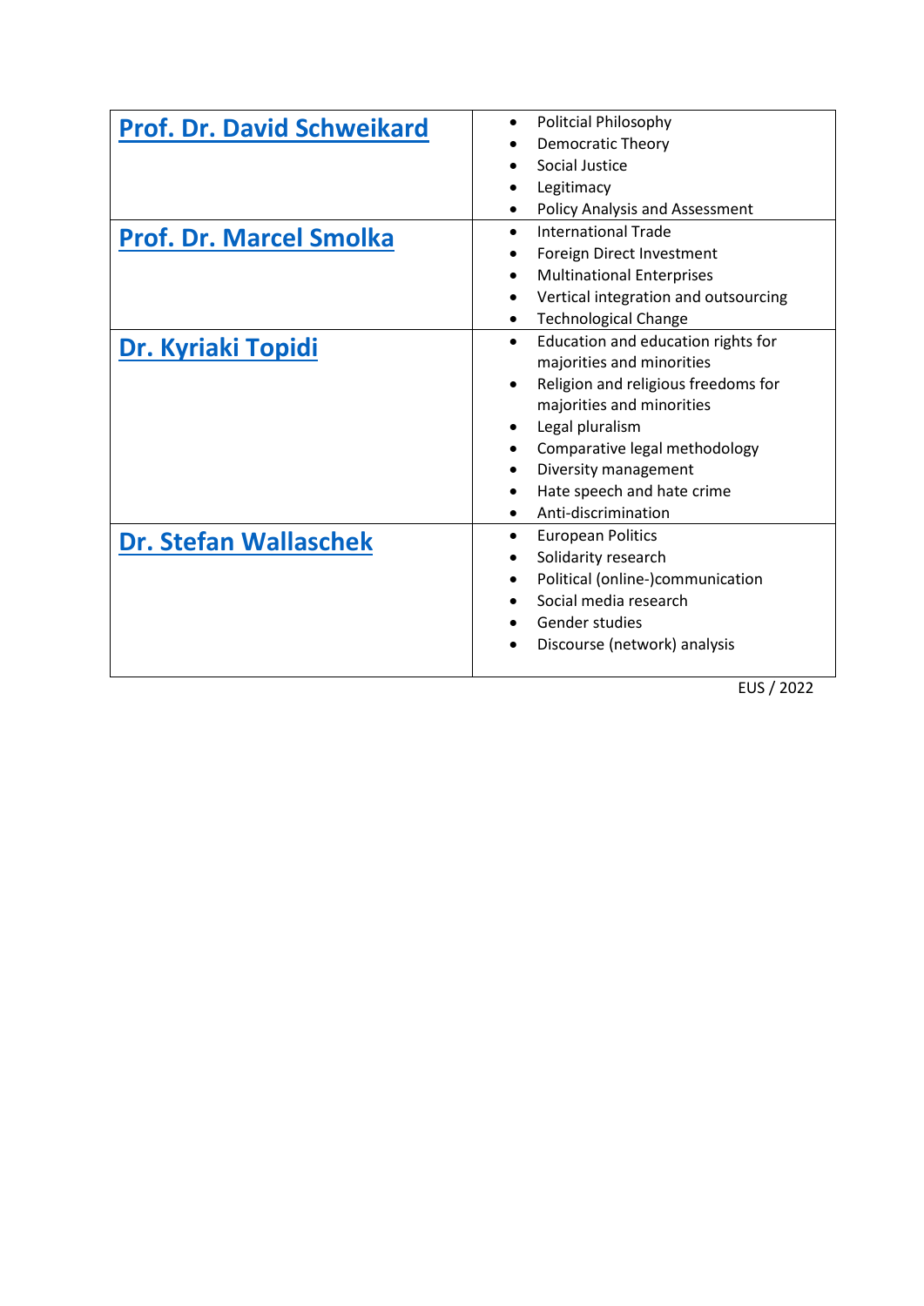| | |
|---|---|
| **Prof. Dr. David Schweikard** | • Politcial Philosophy<br>• Democratic Theory<br>• Social Justice<br>• Legitimacy<br>• Policy Analysis and Assessment |
| **Prof. Dr. Marcel Smolka** | • International Trade<br>• Foreign Direct Investment<br>• Multinational Enterprises<br>• Vertical integration and outsourcing<br>• Technological Change |
| **Dr. Kyriaki Topidi** | • Education and education rights for majorities and minorities<br>• Religion and religious freedoms for majorities and minorities<br>• Legal pluralism<br>• Comparative legal methodology<br>• Diversity management<br>• Hate speech and hate crime<br>• Anti-discrimination |
| **Dr. Stefan Wallaschek** | • European Politics<br>• Solidarity research<br>• Political (online-)communication<br>• Social media research<br>• Gender studies<br>• Discourse (network) analysis |

EUS / 2022